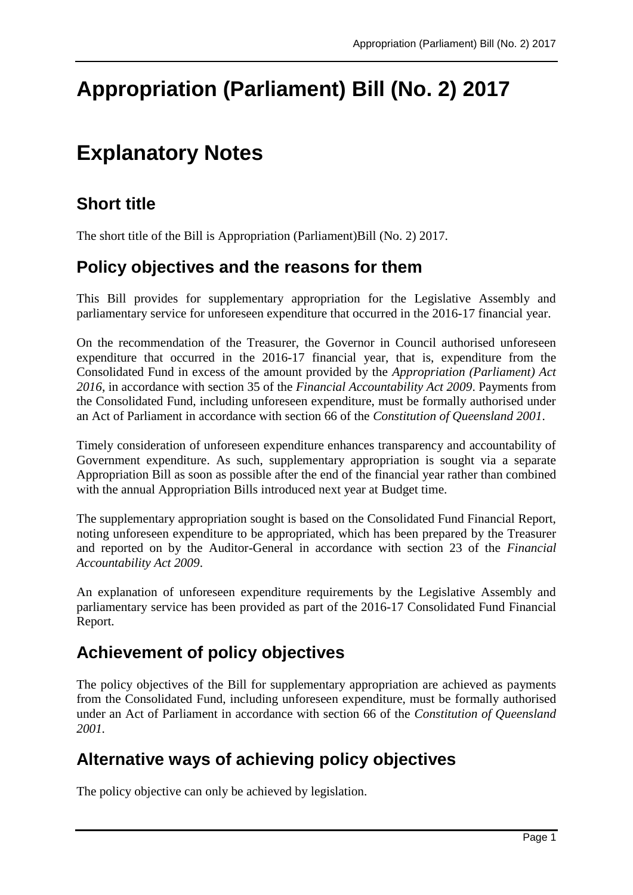# Appropriation (Parliament) Bill (No. 2) 2017

# Explanatory Notes

## Short title

The short title of the Bill is Appropriation (Parliament)Bill (No. 2) 2017.

## Policy objectives and the reasons for them

This Bill provides for supplementary appropriation for the Legislative Assembly and parliamentary service for unforeseen expenditure that occurred in the 2016-17 financial year.

On the recommendation of the Treasurer, the Governor in Council authorised unforeseen expenditure that occurred in the 2016-17 financial year, that is, expenditure from the Consolidated Fund in excess of the amount provided by the *Appropriation (Parliament) Act 2016*, in accordance with section 35 of the *Financial Accountability Act 2009*. Payments from the Consolidated Fund, including unforeseen expenditure, must be formally authorised under an Act of Parliament in accordance with section 66 of the *Constitution of Queensland 2001*.

Timely consideration of unforeseen expenditure enhances transparency and accountability of Government expenditure. As such, supplementary appropriation is sought via a separate Appropriation Bill as soon as possible after the end of the financial year rather than combined with the annual Appropriation Bills introduced next year at Budget time.

The supplementary appropriation sought is based on the Consolidated Fund Financial Report, noting unforeseen expenditure to be appropriated, which has been prepared by the Treasurer and reported on by the Auditor-General in accordance with section 23 of the *Financial Accountability Act 2009*.

An explanation of unforeseen expenditure requirements by the Legislative Assembly and parliamentary service has been provided as part of the 2016-17 Consolidated Fund Financial Report.

## Achievement of policy objectives

The policy objectives of the Bill for supplementary appropriation are achieved as payments from the Consolidated Fund, including unforeseen expenditure, must be formally authorised under an Act of Parliament in accordance with section 66 of the *Constitution of Queensland 2001.*

## Alternative ways of achieving policy objectives

The policy objective can only be achieved by legislation.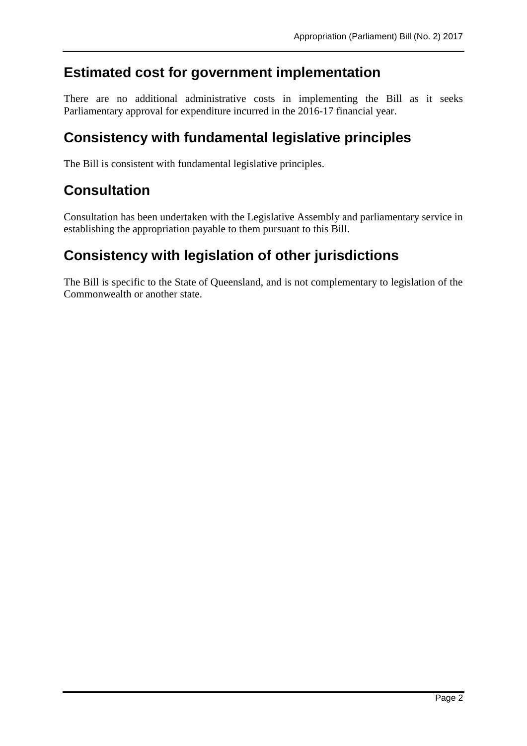## Estimated cost for government implementation

There are no additional administrative costs in implementing the Bill as it seeks Parliamentary approval for expenditure incurred in the 2016-17 financial year.

## Consistency with fundamental legislative principles

The Bill is consistent with fundamental legislative principles.

## Consultation

Consultation has been undertaken with the Legislative Assembly and parliamentary service in establishing the appropriation payable to them pursuant to this Bill.

## Consistency with legislation of other jurisdictions

The Bill is specific to the State of Queensland, and is not complementary to legislation of the Commonwealth or another state.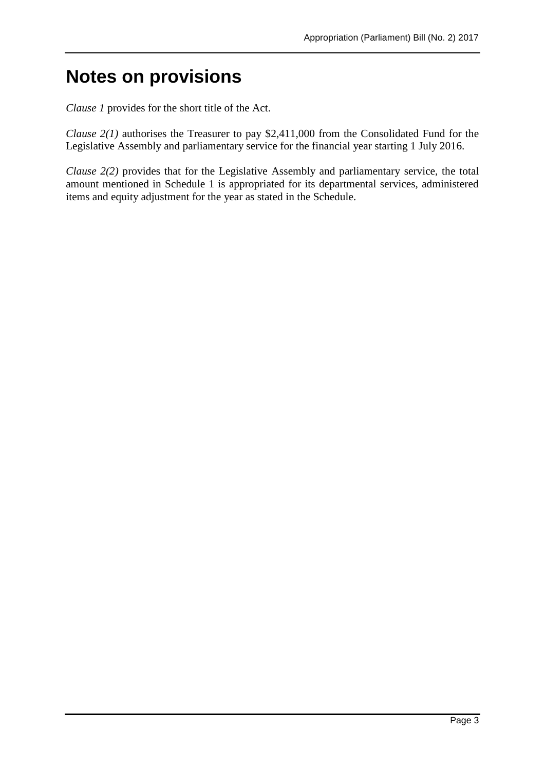# Notes on provisions

*Clause 1* provides for the short title of the Act.

*Clause 2(1)* authorises the Treasurer to pay $2,411,000 from the Consolidated Fund for the Legislative Assembly and parliamentary service for the financial year starting 1 July 2016.

*Clause 2(2)* provides that for the Legislative Assembly and parliamentary service, the total amount mentioned in Schedule 1 is appropriated for its departmental services, administered items and equity adjustment for the year as stated in the Schedule.